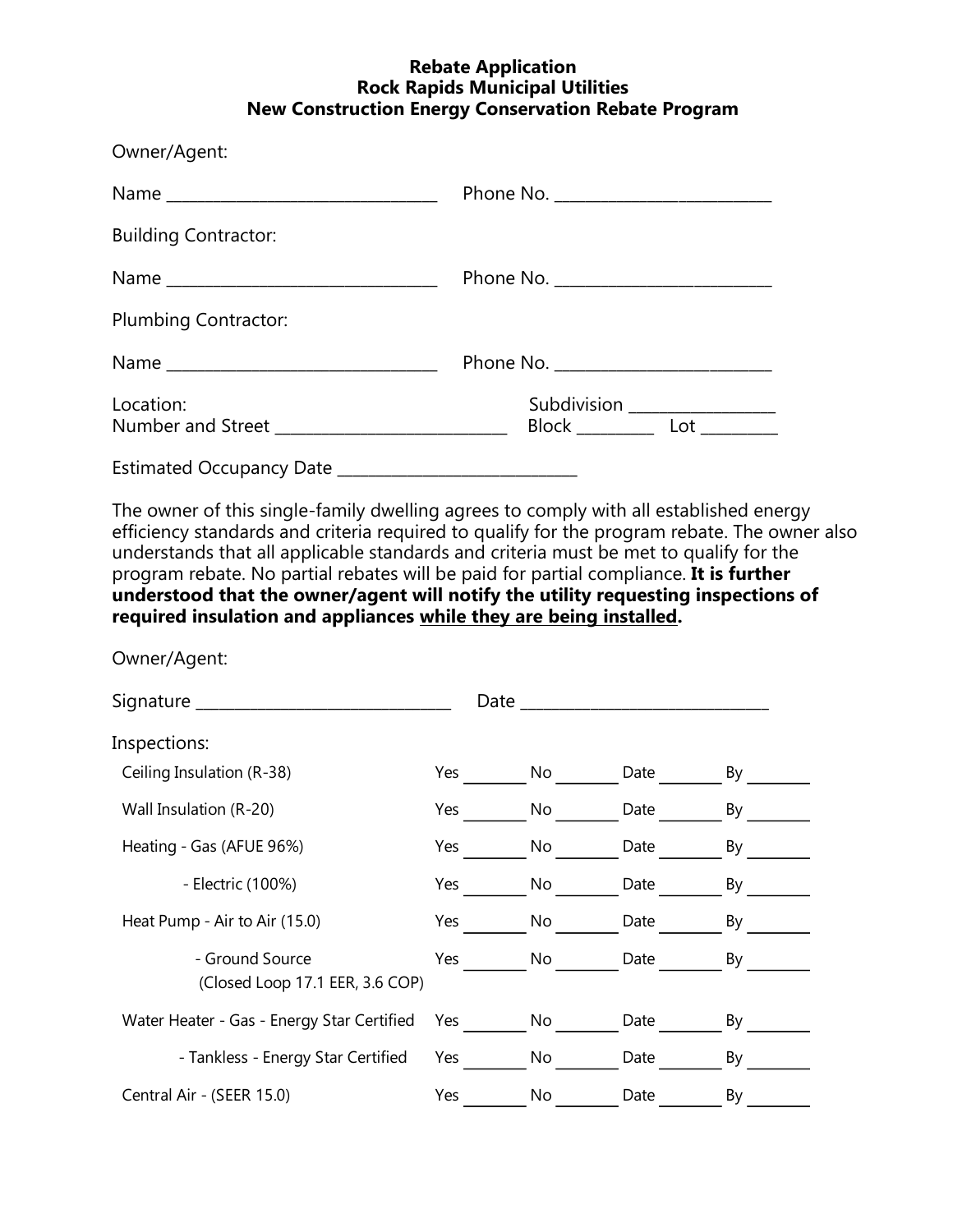# Rebate Application
# Rock Rapids Municipal Utilities
# New Construction Energy Conservation Rebate Program

Owner/Agent:

Name ______________________________ Phone No. ________________________

Building Contractor:

Name ______________________________ Phone No. ________________________

Plumbing Contractor:

Name ______________________________ Phone No. ________________________

Location:
Number and Street _________________________ Subdivision ________________
Block ________ Lot ________

Estimated Occupancy Date ___________________________

The owner of this single-family dwelling agrees to comply with all established energy efficiency standards and criteria required to qualify for the program rebate. The owner also understands that all applicable standards and criteria must be met to qualify for the program rebate. No partial rebates will be paid for partial compliance. **It is further understood that the owner/agent will notify the utility requesting inspections of required insulation and appliances <u>while they are being installed</u>.**

Owner/Agent:

Signature _____________________________ Date ____________________________

Inspections:

| Item | Yes | No | Date | By |
|---|---|---|---|---|
| Ceiling Insulation (R-38) | | | | |
| Wall Insulation (R-20) | | | | |
| Heating - Gas (AFUE 96%) | | | | |
| - Electric (100%) | | | | |
| Heat Pump - Air to Air (15.0) | | | | |
| - Ground Source (Closed Loop 17.1 EER, 3.6 COP) | | | | |
| Water Heater - Gas - Energy Star Certified | | | | |
| - Tankless - Energy Star Certified | | | | |
| Central Air - (SEER 15.0) | | | | |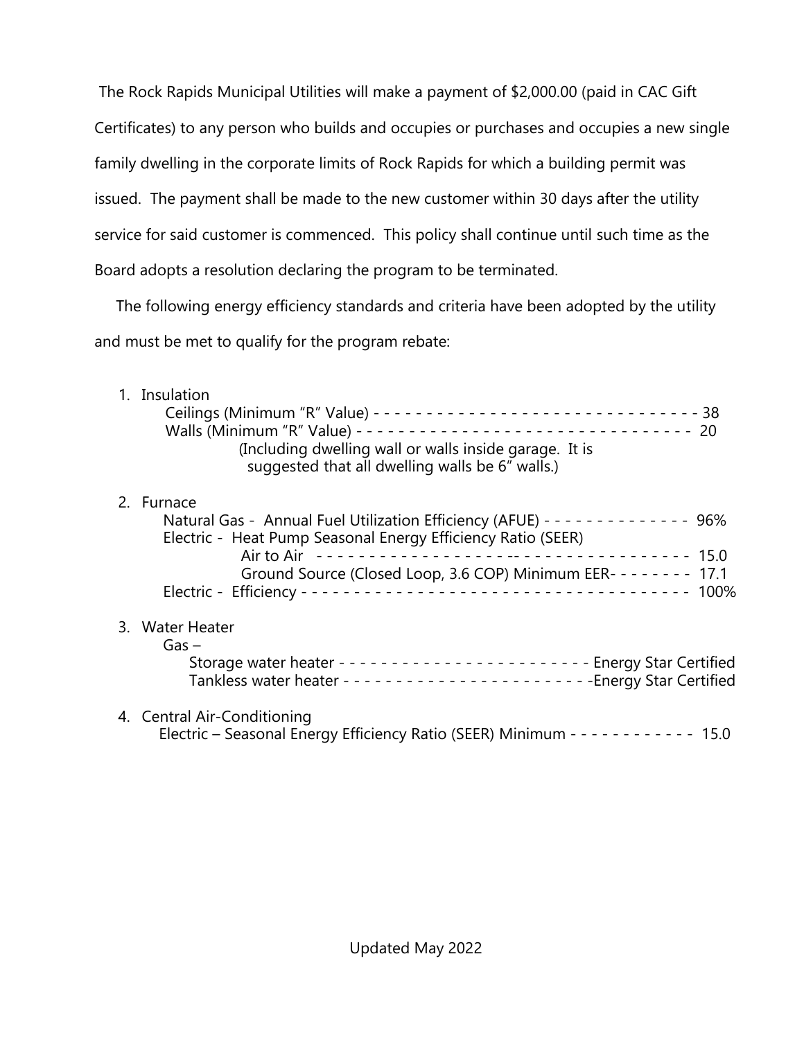The Rock Rapids Municipal Utilities will make a payment of $2,000.00 (paid in CAC Gift Certificates) to any person who builds and occupies or purchases and occupies a new single family dwelling in the corporate limits of Rock Rapids for which a building permit was issued. The payment shall be made to the new customer within 30 days after the utility service for said customer is commenced. This policy shall continue until such time as the Board adopts a resolution declaring the program to be terminated.

The following energy efficiency standards and criteria have been adopted by the utility and must be met to qualify for the program rebate:

1. Insulation
   - Ceilings (Minimum "R" Value) - - - - - - - - - - - - - - - - - - - - - - - - - - - - - - - - 38
   - Walls (Minimum "R" Value) - - - - - - - - - - - - - - - - - - - - - - - - - - - - - - - - 20
     (Including dwelling wall or walls inside garage. It is suggested that all dwelling walls be 6" walls.)

2. Furnace
   - Natural Gas - Annual Fuel Utilization Efficiency (AFUE) - - - - - - - - - - - - - - 96%
   - Electric - Heat Pump Seasonal Energy Efficiency Ratio (SEER)
     - Air to Air - - - - - - - - - - - - - - - - - - - - - - - - - - - - - - - - - - - - - 15.0
     - Ground Source (Closed Loop, 3.6 COP) Minimum EER- - - - - - - - 17.1
   - Electric - Efficiency - - - - - - - - - - - - - - - - - - - - - - - - - - - - - - - - - - - - - 100%

3. Water Heater
   - Gas –
     - Storage water heater - - - - - - - - - - - - - - - - - - - - - - - - - Energy Star Certified
     - Tankless water heater - - - - - - - - - - - - - - - - - - - - - - - - -Energy Star Certified

4. Central Air-Conditioning
   - Electric – Seasonal Energy Efficiency Ratio (SEER) Minimum - - - - - - - - - - - - 15.0

Updated May 2022